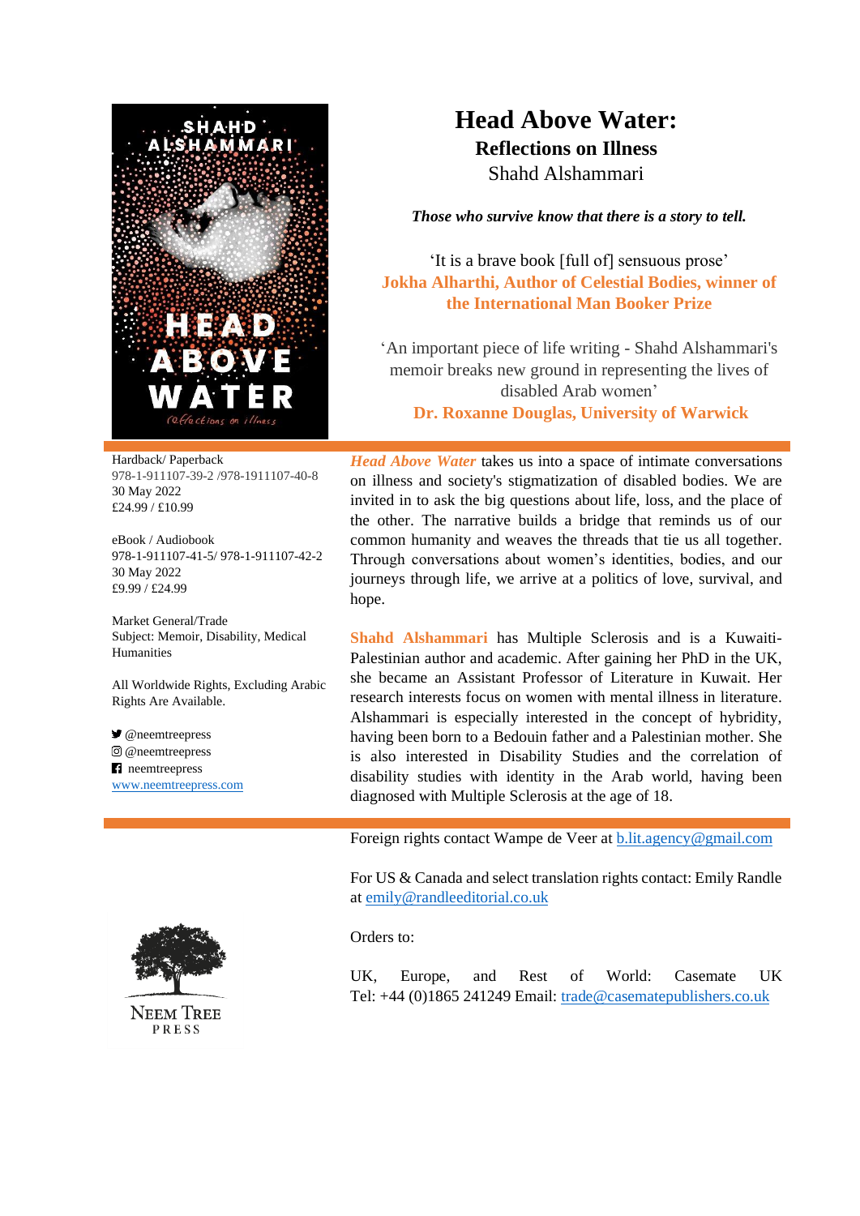# Head Above Water:

## Reflections on Illness

Shahd Alshammari

***Those who survive know that there is a story to tell.***

'It is a brave book [full of] sensuous prose'
**Jokha Alharthi, Author of Celestial Bodies, winner of the International Man Booker Prize**

'An important piece of life writing - Shahd Alshammari's memoir breaks new ground in representing the lives of disabled Arab women'
**Dr. Roxanne Douglas, University of Warwick**

Hardback/ Paperback
978-1-911107-39-2 /978-1911107-40-8
30 May 2022
£24.99 / £10.99

eBook / Audiobook
978-1-911107-41-5/ 978-1-911107-42-2
30 May 2022
£9.99 / £24.99

Market General/Trade
Subject: Memoir, Disability, Medical Humanities

All Worldwide Rights, Excluding Arabic Rights Are Available.

@neemtreepress
@neemtreepress
neemtreepress
www.neemtreepress.com

***Head Above Water*** takes us into a space of intimate conversations on illness and society's stigmatization of disabled bodies. We are invited in to ask the big questions about life, loss, and the place of the other. The narrative builds a bridge that reminds us of our common humanity and weaves the threads that tie us all together. Through conversations about women's identities, bodies, and our journeys through life, we arrive at a politics of love, survival, and hope.

**Shahd Alshammari** has Multiple Sclerosis and is a Kuwaiti-Palestinian author and academic. After gaining her PhD in the UK, she became an Assistant Professor of Literature in Kuwait. Her research interests focus on women with mental illness in literature. Alshammari is especially interested in the concept of hybridity, having been born to a Bedouin father and a Palestinian mother. She is also interested in Disability Studies and the correlation of disability studies with identity in the Arab world, having been diagnosed with Multiple Sclerosis at the age of 18.

Foreign rights contact Wampe de Veer at b.lit.agency@gmail.com

For US & Canada and select translation rights contact: Emily Randle at emily@randleeditorial.co.uk

Orders to:

UK, Europe, and Rest of World: Casemate UK Tel: +44 (0)1865 241249 Email: trade@casematepublishers.co.uk

NEEM TREE PRESS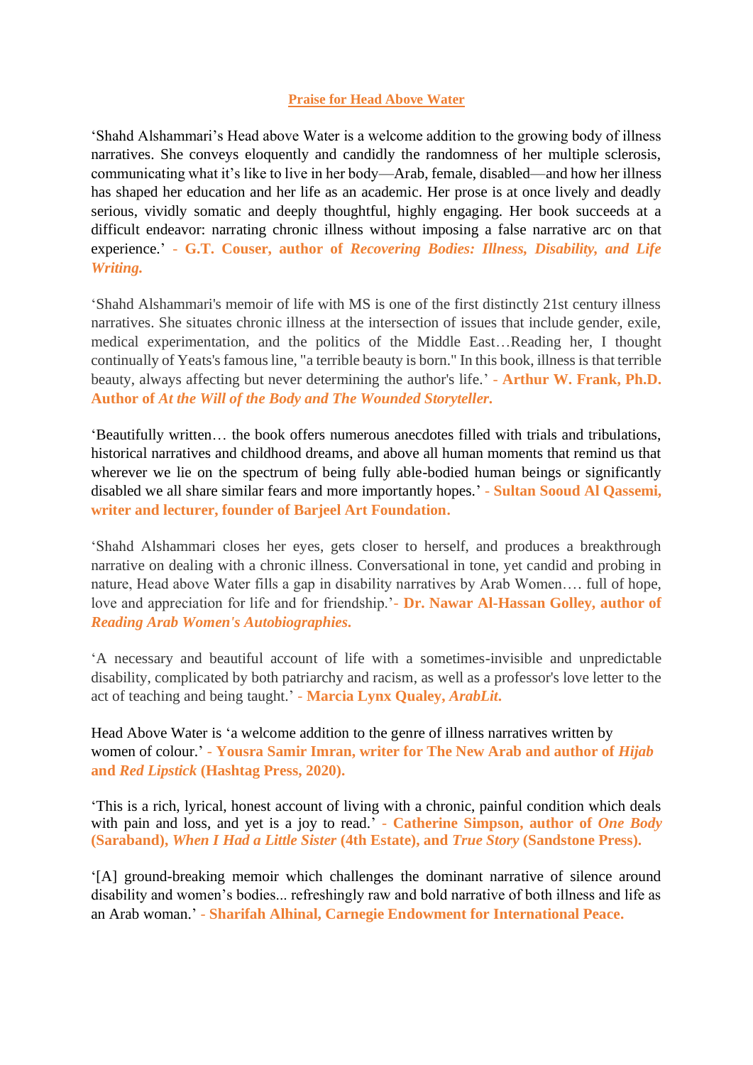**Praise for Head Above Water**

'Shahd Alshammari's Head above Water is a welcome addition to the growing body of illness narratives. She conveys eloquently and candidly the randomness of her multiple sclerosis, communicating what it's like to live in her body—Arab, female, disabled—and how her illness has shaped her education and her life as an academic. Her prose is at once lively and deadly serious, vividly somatic and deeply thoughtful, highly engaging. Her book succeeds at a difficult endeavor: narrating chronic illness without imposing a false narrative arc on that experience.' **- G.T. Couser, author of *Recovering Bodies: Illness, Disability, and Life Writing.***

'Shahd Alshammari's memoir of life with MS is one of the first distinctly 21st century illness narratives. She situates chronic illness at the intersection of issues that include gender, exile, medical experimentation, and the politics of the Middle East…Reading her, I thought continually of Yeats's famous line, "a terrible beauty is born." In this book, illness is that terrible beauty, always affecting but never determining the author's life.' **- Arthur W. Frank, Ph.D. Author of *At the Will of the Body and The Wounded Storyteller.***

'Beautifully written… the book offers numerous anecdotes filled with trials and tribulations, historical narratives and childhood dreams, and above all human moments that remind us that wherever we lie on the spectrum of being fully able-bodied human beings or significantly disabled we all share similar fears and more importantly hopes.' **- Sultan Sooud Al Qassemi, writer and lecturer, founder of Barjeel Art Foundation.**

'Shahd Alshammari closes her eyes, gets closer to herself, and produces a breakthrough narrative on dealing with a chronic illness. Conversational in tone, yet candid and probing in nature, Head above Water fills a gap in disability narratives by Arab Women…. full of hope, love and appreciation for life and for friendship.'**- Dr. Nawar Al-Hassan Golley, author of *Reading Arab Women's Autobiographies.***

'A necessary and beautiful account of life with a sometimes-invisible and unpredictable disability, complicated by both patriarchy and racism, as well as a professor's love letter to the act of teaching and being taught.' **- Marcia Lynx Qualey, *ArabLit.***

Head Above Water is 'a welcome addition to the genre of illness narratives written by women of colour.' **- Yousra Samir Imran, writer for The New Arab and author of *Hijab* and *Red Lipstick* (Hashtag Press, 2020).**

'This is a rich, lyrical, honest account of living with a chronic, painful condition which deals with pain and loss, and yet is a joy to read.' **- Catherine Simpson, author of *One Body* (Saraband), *When I Had a Little Sister* (4th Estate), and *True Story* (Sandstone Press).**

'[A] ground-breaking memoir which challenges the dominant narrative of silence around disability and women's bodies... refreshingly raw and bold narrative of both illness and life as an Arab woman.' **- Sharifah Alhinal, Carnegie Endowment for International Peace.**